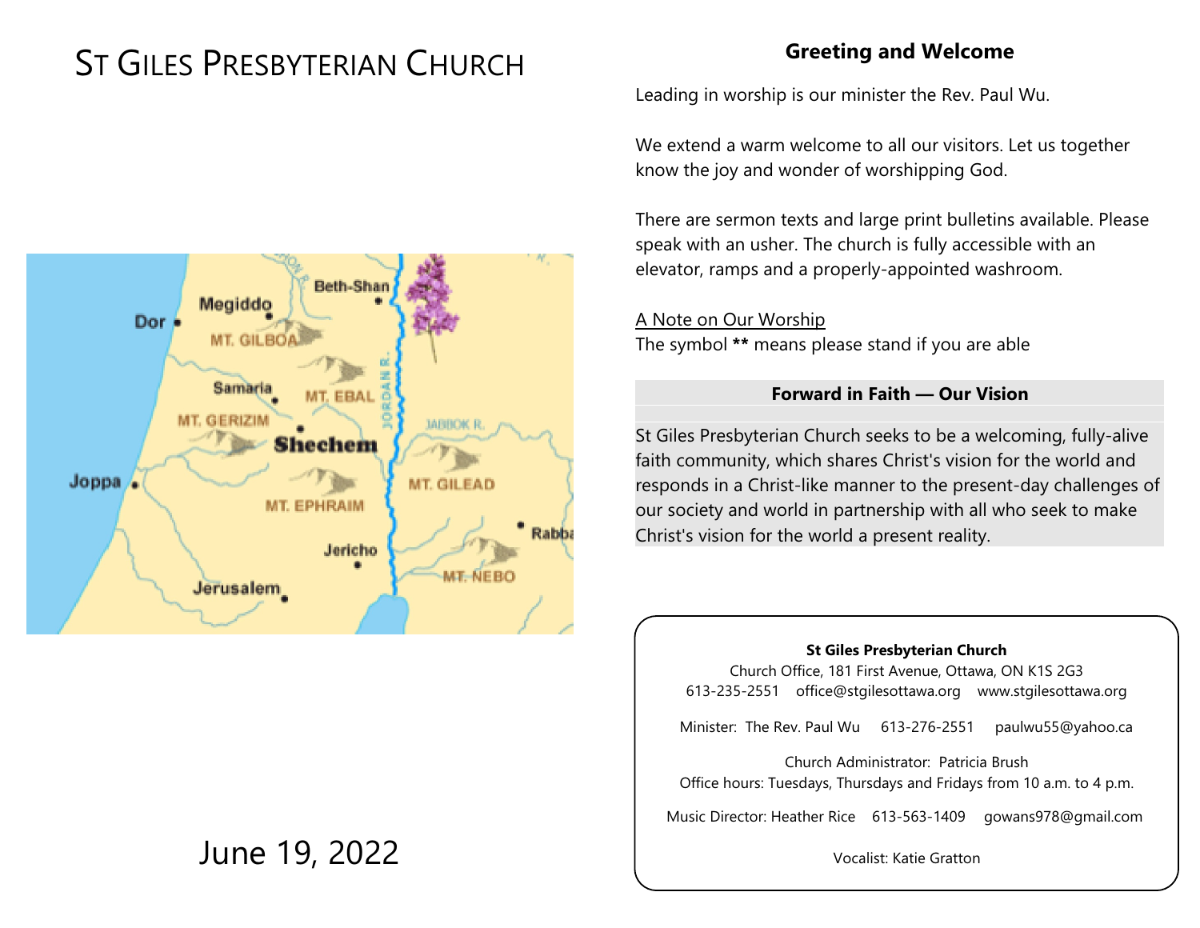# ST GILES PRESBYTERIAN CHURCH

June 19, 2022

## Greeting and Welcome

Leading in worship is our minister the Rev. Paul Wu.

We extend a warm welcome to all our visitors. Let us together know the joy and wonder of worshipping God.

There are sermon texts and large print bulletins available. Please speak with an usher. The church is fully accessible with an elevator, ramps and a properly-appointed washroom.

A Note on Our Worship
The symbol **\*\*** means please stand if you are able

### Forward in Faith — Our Vision

St Giles Presbyterian Church seeks to be a welcoming, fully-alive faith community, which shares Christ's vision for the world and responds in a Christ-like manner to the present-day challenges of our society and world in partnership with all who seek to make Christ's vision for the world a present reality.

**St Giles Presbyterian Church**
Church Office, 181 First Avenue, Ottawa, ON K1S 2G3
613-235-2551 office@stgilesottawa.org www.stgilesottawa.org

Minister: The Rev. Paul Wu 613-276-2551 paulwu55@yahoo.ca

Church Administrator: Patricia Brush
Office hours: Tuesdays, Thursdays and Fridays from 10 a.m. to 4 p.m.

Music Director: Heather Rice 613-563-1409 gowans978@gmail.com

Vocalist: Katie Gratton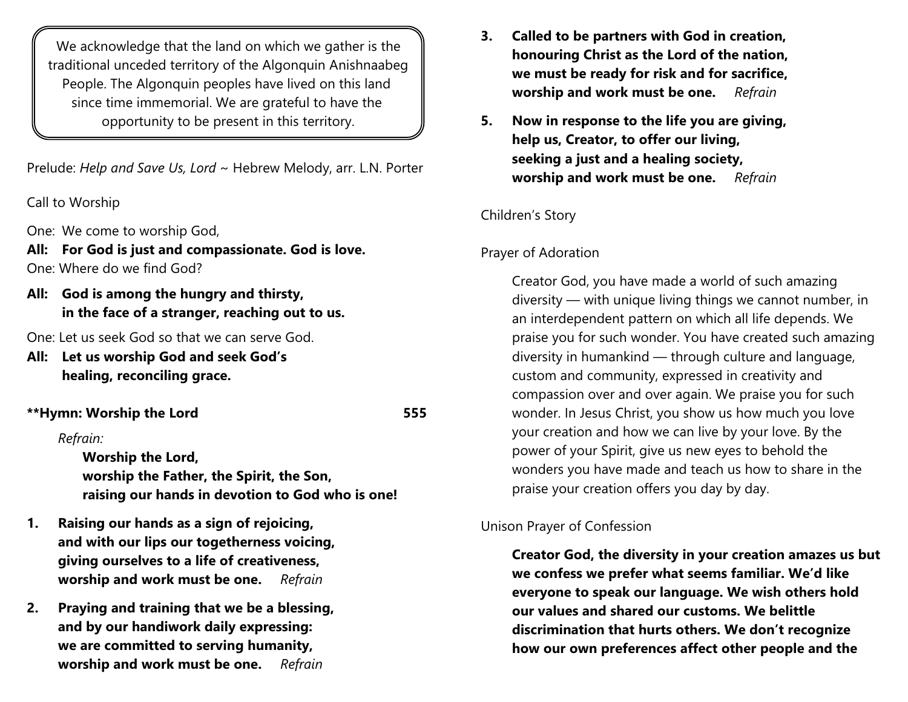We acknowledge that the land on which we gather is the traditional unceded territory of the Algonquin Anishnaabeg People. The Algonquin peoples have lived on this land since time immemorial. We are grateful to have the opportunity to be present in this territory.

Prelude: *Help and Save Us, Lord* ~ Hebrew Melody, arr. L.N. Porter

Call to Worship

One: We come to worship God,

**All: For God is just and compassionate. God is love.**

One: Where do we find God?

**All: God is among the hungry and thirsty,
in the face of a stranger, reaching out to us.**

One: Let us seek God so that we can serve God.

**All: Let us worship God and seek God's
healing, reconciling grace.**

**\*\*Hymn: Worship the Lord 555**

*Refrain:*

**Worship the Lord,
worship the Father, the Spirit, the Son,
raising our hands in devotion to God who is one!**

1. **Raising our hands as a sign of rejoicing,
and with our lips our togetherness voicing,
giving ourselves to a life of creativeness,
worship and work must be one.** *Refrain*

2. **Praying and training that we be a blessing,
and by our handiwork daily expressing:
we are committed to serving humanity,
worship and work must be one.** *Refrain*

3. **Called to be partners with God in creation,
honouring Christ as the Lord of the nation,
we must be ready for risk and for sacrifice,
worship and work must be one.** *Refrain*

5. **Now in response to the life you are giving,
help us, Creator, to offer our living,
seeking a just and a healing society,
worship and work must be one.** *Refrain*

Children's Story

Prayer of Adoration

Creator God, you have made a world of such amazing diversity — with unique living things we cannot number, in an interdependent pattern on which all life depends. We praise you for such wonder. You have created such amazing diversity in humankind — through culture and language, custom and community, expressed in creativity and compassion over and over again. We praise you for such wonder. In Jesus Christ, you show us how much you love your creation and how we can live by your love. By the power of your Spirit, give us new eyes to behold the wonders you have made and teach us how to share in the praise your creation offers you day by day.

Unison Prayer of Confession

**Creator God, the diversity in your creation amazes us but we confess we prefer what seems familiar. We'd like everyone to speak our language. We wish others hold our values and shared our customs. We belittle discrimination that hurts others. We don't recognize how our own preferences affect other people and the**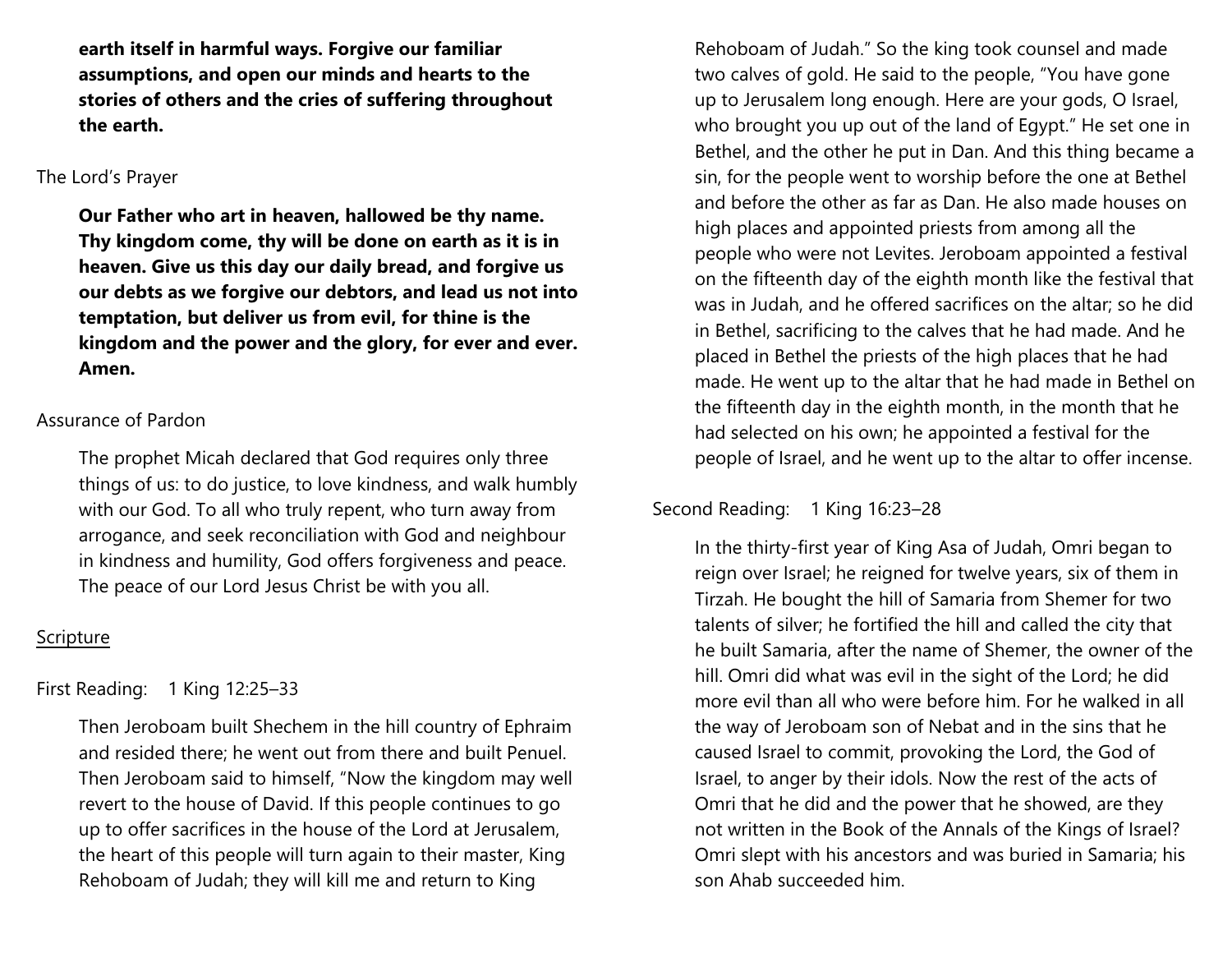**earth itself in harmful ways. Forgive our familiar assumptions, and open our minds and hearts to the stories of others and the cries of suffering throughout the earth.**

The Lord's Prayer

**Our Father who art in heaven, hallowed be thy name. Thy kingdom come, thy will be done on earth as it is in heaven. Give us this day our daily bread, and forgive us our debts as we forgive our debtors, and lead us not into temptation, but deliver us from evil, for thine is the kingdom and the power and the glory, for ever and ever. Amen.**

Assurance of Pardon

The prophet Micah declared that God requires only three things of us: to do justice, to love kindness, and walk humbly with our God. To all who truly repent, who turn away from arrogance, and seek reconciliation with God and neighbour in kindness and humility, God offers forgiveness and peace. The peace of our Lord Jesus Christ be with you all.

Scripture

First Reading: 1 King 12:25–33

Then Jeroboam built Shechem in the hill country of Ephraim and resided there; he went out from there and built Penuel. Then Jeroboam said to himself, "Now the kingdom may well revert to the house of David. If this people continues to go up to offer sacrifices in the house of the Lord at Jerusalem, the heart of this people will turn again to their master, King Rehoboam of Judah; they will kill me and return to King Rehoboam of Judah." So the king took counsel and made two calves of gold. He said to the people, "You have gone up to Jerusalem long enough. Here are your gods, O Israel, who brought you up out of the land of Egypt." He set one in Bethel, and the other he put in Dan. And this thing became a sin, for the people went to worship before the one at Bethel and before the other as far as Dan. He also made houses on high places and appointed priests from among all the people who were not Levites. Jeroboam appointed a festival on the fifteenth day of the eighth month like the festival that was in Judah, and he offered sacrifices on the altar; so he did in Bethel, sacrificing to the calves that he had made. And he placed in Bethel the priests of the high places that he had made. He went up to the altar that he had made in Bethel on the fifteenth day in the eighth month, in the month that he had selected on his own; he appointed a festival for the people of Israel, and he went up to the altar to offer incense.

Second Reading: 1 King 16:23–28

In the thirty-first year of King Asa of Judah, Omri began to reign over Israel; he reigned for twelve years, six of them in Tirzah. He bought the hill of Samaria from Shemer for two talents of silver; he fortified the hill and called the city that he built Samaria, after the name of Shemer, the owner of the hill. Omri did what was evil in the sight of the Lord; he did more evil than all who were before him. For he walked in all the way of Jeroboam son of Nebat and in the sins that he caused Israel to commit, provoking the Lord, the God of Israel, to anger by their idols. Now the rest of the acts of Omri that he did and the power that he showed, are they not written in the Book of the Annals of the Kings of Israel? Omri slept with his ancestors and was buried in Samaria; his son Ahab succeeded him.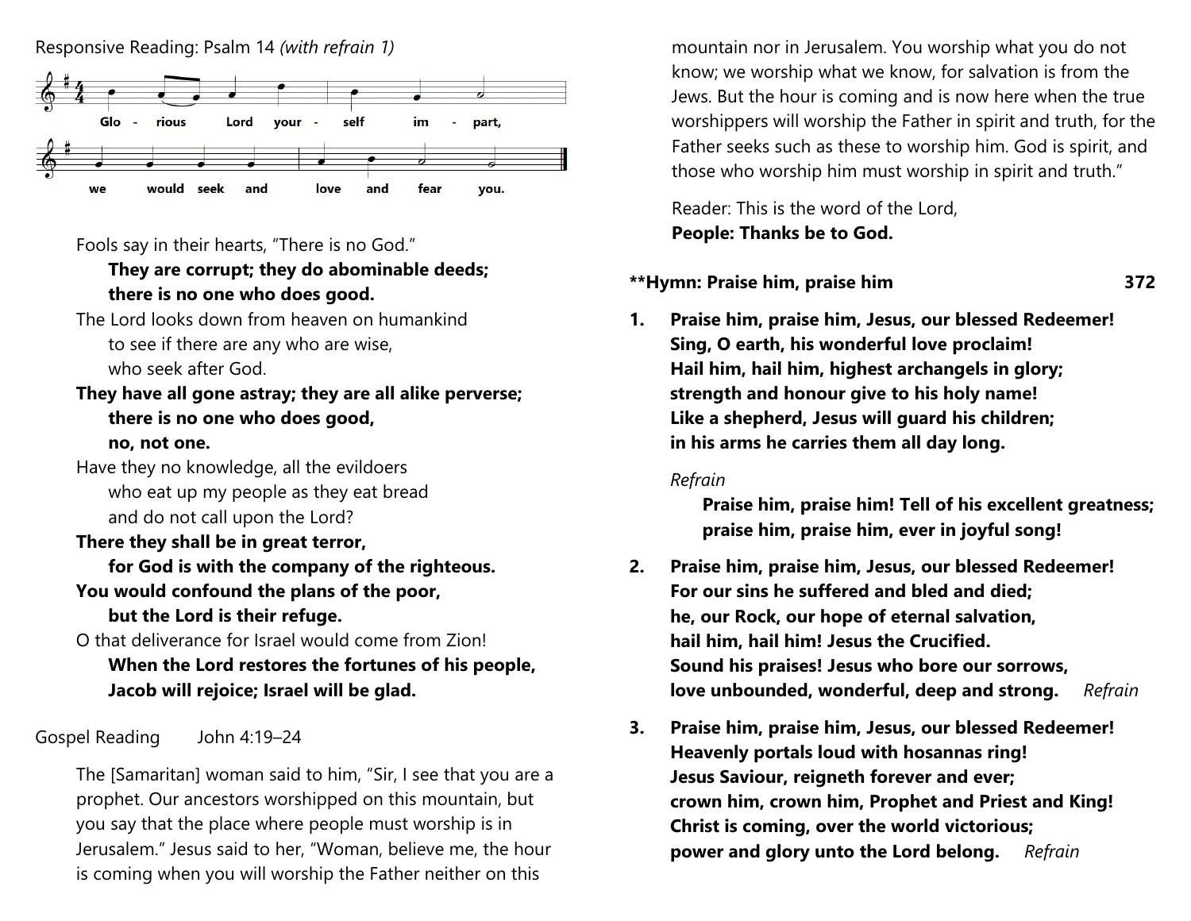Responsive Reading: Psalm 14 *(with refrain 1)*

Glorious Lord yourself impart, we would seek and love and fear you.

Fools say in their hearts, "There is no God."
**They are corrupt; they do abominable deeds;**
**there is no one who does good.**
The Lord looks down from heaven on humankind
to see if there are any who are wise,
who seek after God.
**They have all gone astray; they are all alike perverse;**
**there is no one who does good,**
**no, not one.**
Have they no knowledge, all the evildoers
who eat up my people as they eat bread
and do not call upon the Lord?
**There they shall be in great terror,**
**for God is with the company of the righteous.**
**You would confound the plans of the poor,**
**but the Lord is their refuge.**
O that deliverance for Israel would come from Zion!
**When the Lord restores the fortunes of his people,**
**Jacob will rejoice; Israel will be glad.**

Gospel Reading John 4:19–24

The [Samaritan] woman said to him, "Sir, I see that you are a prophet. Our ancestors worshipped on this mountain, but you say that the place where people must worship is in Jerusalem." Jesus said to her, "Woman, believe me, the hour is coming when you will worship the Father neither on this mountain nor in Jerusalem. You worship what you do not know; we worship what we know, for salvation is from the Jews. But the hour is coming and is now here when the true worshippers will worship the Father in spirit and truth, for the Father seeks such as these to worship him. God is spirit, and those who worship him must worship in spirit and truth."

Reader: This is the word of the Lord,
**People: Thanks be to God.**

**\*\*Hymn: Praise him, praise him 372**

1. **Praise him, praise him, Jesus, our blessed Redeemer!**
   **Sing, O earth, his wonderful love proclaim!**
   **Hail him, hail him, highest archangels in glory;**
   **strength and honour give to his holy name!**
   **Like a shepherd, Jesus will guard his children;**
   **in his arms he carries them all day long.**

*Refrain*
**Praise him, praise him! Tell of his excellent greatness;**
**praise him, praise him, ever in joyful song!**

2. **Praise him, praise him, Jesus, our blessed Redeemer!**
   **For our sins he suffered and bled and died;**
   **he, our Rock, our hope of eternal salvation,**
   **hail him, hail him! Jesus the Crucified.**
   **Sound his praises! Jesus who bore our sorrows,**
   **love unbounded, wonderful, deep and strong.** *Refrain*

3. **Praise him, praise him, Jesus, our blessed Redeemer!**
   **Heavenly portals loud with hosannas ring!**
   **Jesus Saviour, reigneth forever and ever;**
   **crown him, crown him, Prophet and Priest and King!**
   **Christ is coming, over the world victorious;**
   **power and glory unto the Lord belong.** *Refrain*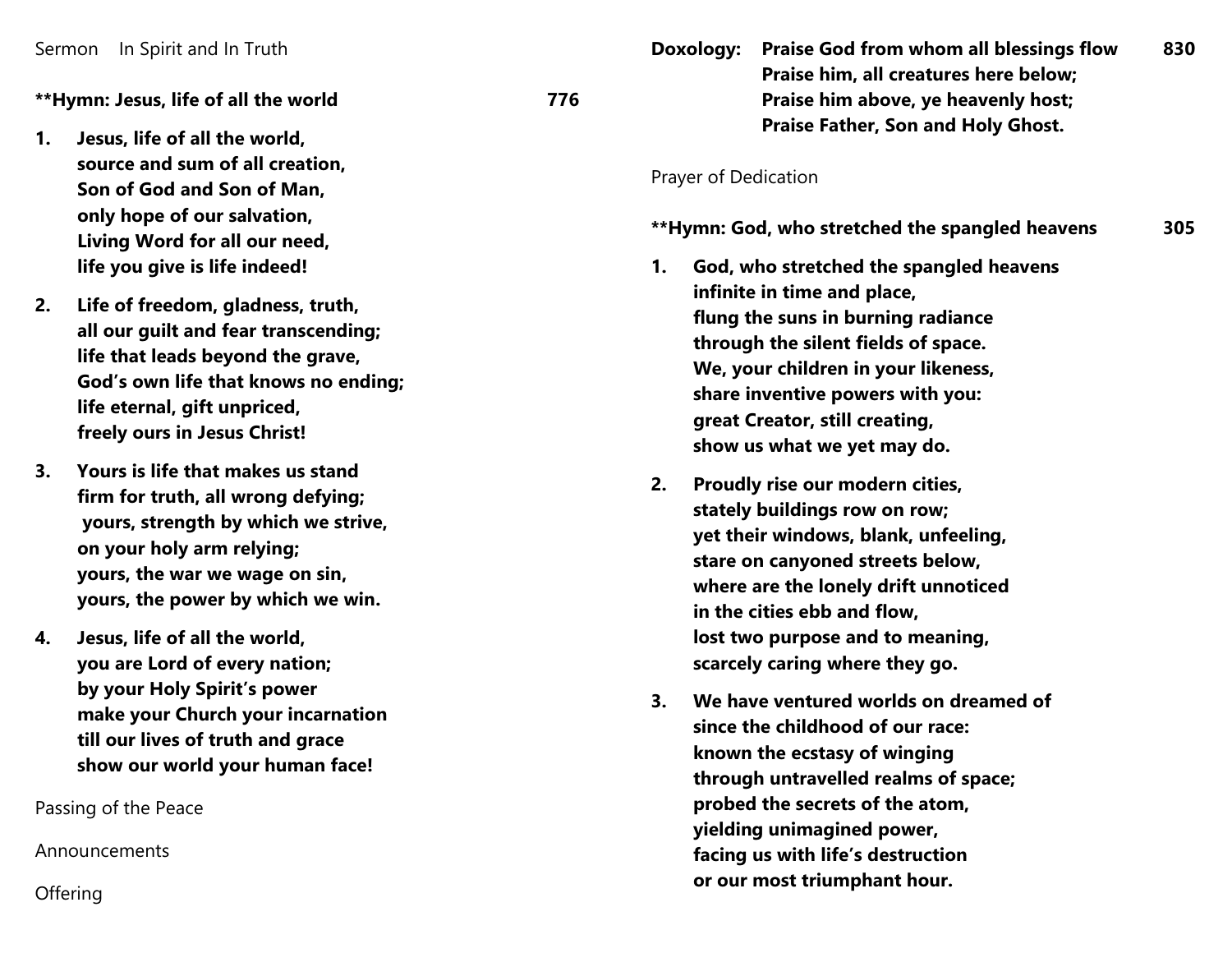Sermon In Spirit and In Truth

**\*\*Hymn: Jesus, life of all the world 776**

1. **Jesus, life of all the world,
source and sum of all creation,
Son of God and Son of Man,
only hope of our salvation,
Living Word for all our need,
life you give is life indeed!**

2. **Life of freedom, gladness, truth,
all our guilt and fear transcending;
life that leads beyond the grave,
God's own life that knows no ending;
life eternal, gift unpriced,
freely ours in Jesus Christ!**

3. **Yours is life that makes us stand
firm for truth, all wrong defying;
yours, strength by which we strive,
on your holy arm relying;
yours, the war we wage on sin,
yours, the power by which we win.**

4. **Jesus, life of all the world,
you are Lord of every nation;
by your Holy Spirit's power
make your Church your incarnation
till our lives of truth and grace
show our world your human face!**

Passing of the Peace

Announcements

Offering

**Doxology: Praise God from whom all blessings flow 830
Praise him, all creatures here below;
Praise him above, ye heavenly host;
Praise Father, Son and Holy Ghost.**

Prayer of Dedication

**\*\*Hymn: God, who stretched the spangled heavens 305**

1. **God, who stretched the spangled heavens
infinite in time and place,
flung the suns in burning radiance
through the silent fields of space.
We, your children in your likeness,
share inventive powers with you:
great Creator, still creating,
show us what we yet may do.**

2. **Proudly rise our modern cities,
stately buildings row on row;
yet their windows, blank, unfeeling,
stare on canyoned streets below,
where are the lonely drift unnoticed
in the cities ebb and flow,
lost two purpose and to meaning,
scarcely caring where they go.**

3. **We have ventured worlds on dreamed of
since the childhood of our race:
known the ecstasy of winging
through untravelled realms of space;
probed the secrets of the atom,
yielding unimagined power,
facing us with life's destruction
or our most triumphant hour.**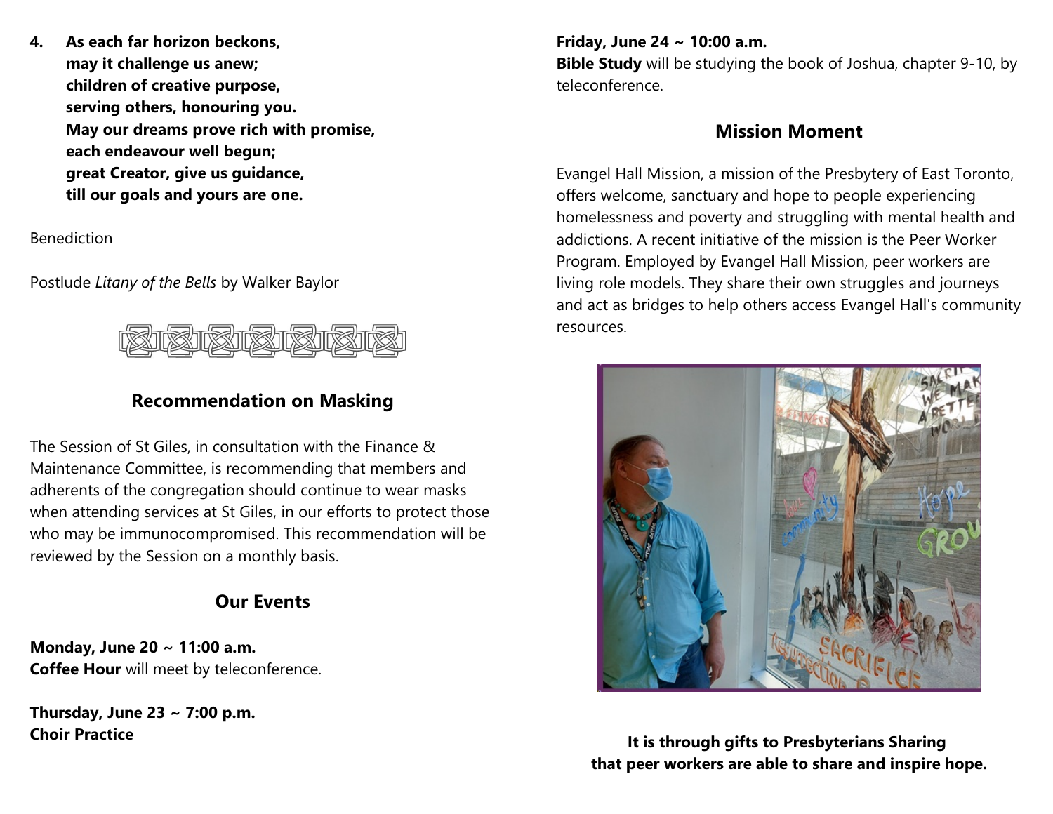**4. As each far horizon beckons,**
**may it challenge us anew;**
**children of creative purpose,**
**serving others, honouring you.**
**May our dreams prove rich with promise,**
**each endeavour well begun;**
**great Creator, give us guidance,**
**till our goals and yours are one.**

Benediction

Postlude *Litany of the Bells* by Walker Baylor

## Recommendation on Masking

The Session of St Giles, in consultation with the Finance & Maintenance Committee, is recommending that members and adherents of the congregation should continue to wear masks when attending services at St Giles, in our efforts to protect those who may be immunocompromised. This recommendation will be reviewed by the Session on a monthly basis.

## Our Events

**Monday, June 20 ~ 11:00 a.m.**
**Coffee Hour** will meet by teleconference.

**Thursday, June 23 ~ 7:00 p.m.**
**Choir Practice**

**Friday, June 24 ~ 10:00 a.m.**
**Bible Study** will be studying the book of Joshua, chapter 9-10, by teleconference.

## Mission Moment

Evangel Hall Mission, a mission of the Presbytery of East Toronto, offers welcome, sanctuary and hope to people experiencing homelessness and poverty and struggling with mental health and addictions. A recent initiative of the mission is the Peer Worker Program. Employed by Evangel Hall Mission, peer workers are living role models. They share their own struggles and journeys and act as bridges to help others access Evangel Hall's community resources.

**It is through gifts to Presbyterians Sharing that peer workers are able to share and inspire hope.**